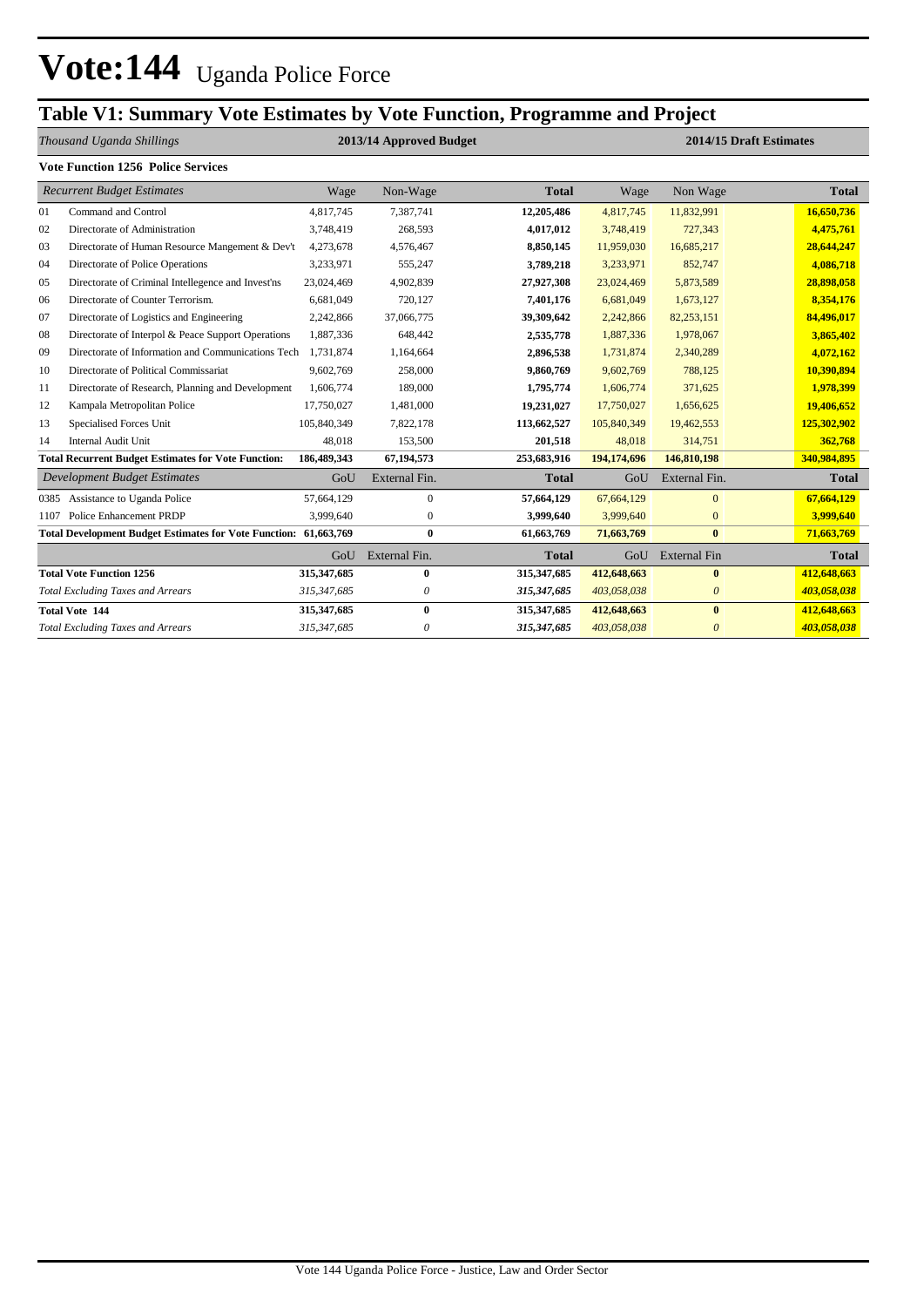# Vote:144 Uganda Police Force

## Table V1: Summary Vote Estimates by Vote Function, Programme and Project

| *Thousand Uganda Shillings* | | 2013/14 Approved Budget | | | 2014/15 Draft Estimates | | |
|---|---|---|---|---|---|---|---|
| **Vote Function 1256 Police Services** | | | | | | | |
| *Recurrent Budget Estimates* | | Wage | Non-Wage | **Total** | Wage | Non Wage | **Total** |
| 01 | Command and Control | 4,817,745 | 7,387,741 | **12,205,486** | 4,817,745 | 11,832,991 | **16,650,736** |
| 02 | Directorate of Administration | 3,748,419 | 268,593 | **4,017,012** | 3,748,419 | 727,343 | **4,475,761** |
| 03 | Directorate of Human Resource Mangement & Dev't | 4,273,678 | 4,576,467 | **8,850,145** | 11,959,030 | 16,685,217 | **28,644,247** |
| 04 | Directorate of Police Operations | 3,233,971 | 555,247 | **3,789,218** | 3,233,971 | 852,747 | **4,086,718** |
| 05 | Directorate of Criminal Intellegence and Invest'ns | 23,024,469 | 4,902,839 | **27,927,308** | 23,024,469 | 5,873,589 | **28,898,058** |
| 06 | Directorate of Counter Terrorism. | 6,681,049 | 720,127 | **7,401,176** | 6,681,049 | 1,673,127 | **8,354,176** |
| 07 | Directorate of Logistics and Engineering | 2,242,866 | 37,066,775 | **39,309,642** | 2,242,866 | 82,253,151 | **84,496,017** |
| 08 | Directorate of Interpol & Peace Support Operations | 1,887,336 | 648,442 | **2,535,778** | 1,887,336 | 1,978,067 | **3,865,402** |
| 09 | Directorate of Information and Communications Tech | 1,731,874 | 1,164,664 | **2,896,538** | 1,731,874 | 2,340,289 | **4,072,162** |
| 10 | Directorate of Political Commissariat | 9,602,769 | 258,000 | **9,860,769** | 9,602,769 | 788,125 | **10,390,894** |
| 11 | Directorate of Research, Planning and Development | 1,606,774 | 189,000 | **1,795,774** | 1,606,774 | 371,625 | **1,978,399** |
| 12 | Kampala Metropolitan Police | 17,750,027 | 1,481,000 | **19,231,027** | 17,750,027 | 1,656,625 | **19,406,652** |
| 13 | Specialised Forces Unit | 105,840,349 | 7,822,178 | **113,662,527** | 105,840,349 | 19,462,553 | **125,302,902** |
| 14 | Internal Audit Unit | 48,018 | 153,500 | **201,518** | 48,018 | 314,751 | **362,768** |
| **Total Recurrent Budget Estimates for Vote Function:** | | **186,489,343** | **67,194,573** | **253,683,916** | **194,174,696** | **146,810,198** | **340,984,895** |
| *Development Budget Estimates* | | GoU | External Fin. | **Total** | GoU | External Fin. | **Total** |
| 0385 | Assistance to Uganda Police | 57,664,129 | 0 | **57,664,129** | 67,664,129 | 0 | **67,664,129** |
| 1107 | Police Enhancement PRDP | 3,999,640 | 0 | **3,999,640** | 3,999,640 | 0 | **3,999,640** |
| **Total Development Budget Estimates for Vote Function:** | | **61,663,769** | **0** | **61,663,769** | **71,663,769** | **0** | **71,663,769** |
| | | GoU | External Fin. | **Total** | GoU | External Fin | **Total** |
| **Total Vote Function 1256** | | **315,347,685** | **0** | **315,347,685** | **412,648,663** | **0** | **412,648,663** |
| *Total Excluding Taxes and Arrears* | | *315,347,685* | *0* | ***315,347,685*** | *403,058,038* | *0* | ***403,058,038*** |
| **Total Vote 144** | | **315,347,685** | **0** | **315,347,685** | **412,648,663** | **0** | **412,648,663** |
| *Total Excluding Taxes and Arrears* | | *315,347,685* | *0* | ***315,347,685*** | *403,058,038* | *0* | ***403,058,038*** |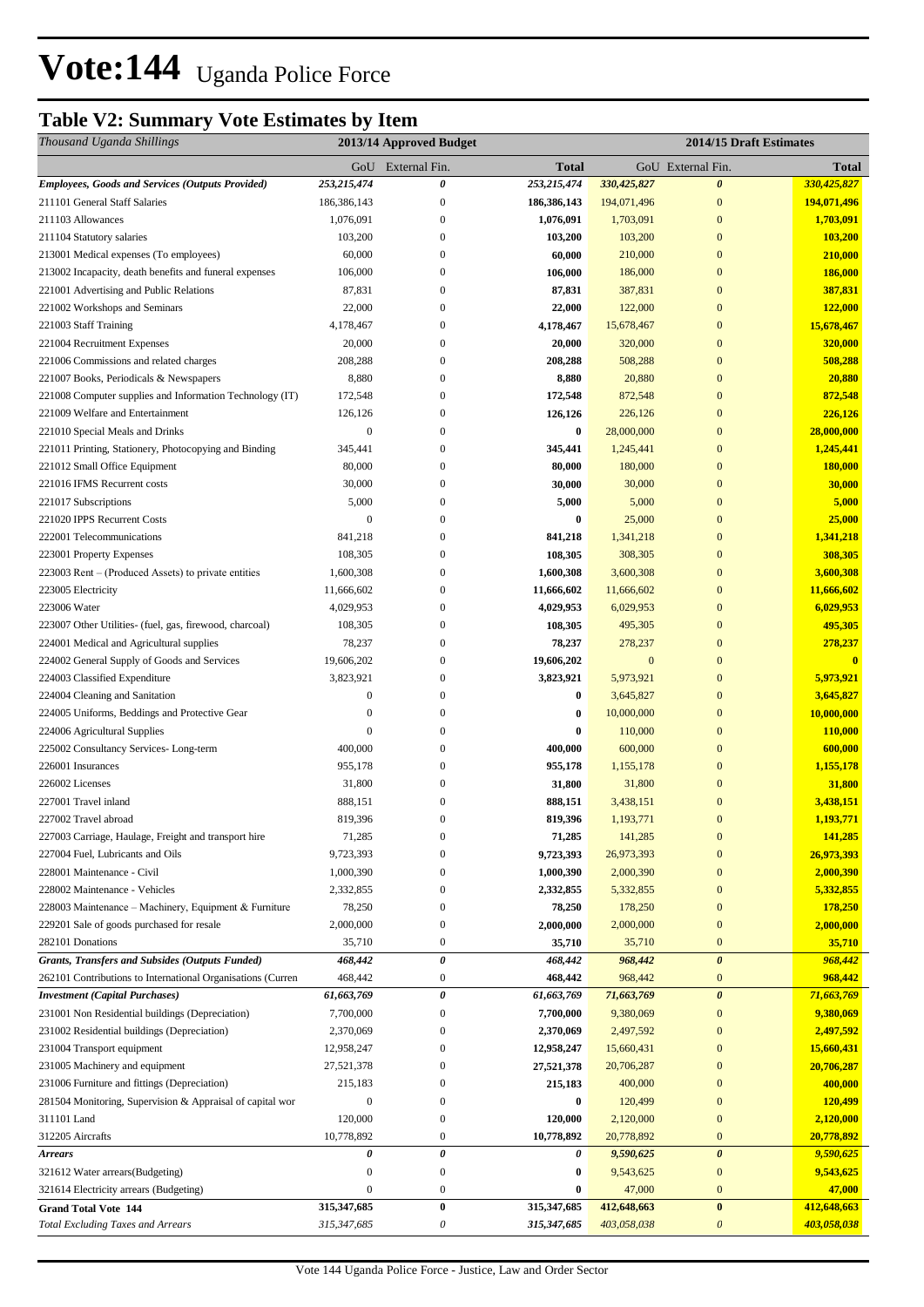# Vote:144 Uganda Police Force

## Table V2: Summary Vote Estimates by Item

| *Thousand Uganda Shillings* | 2013/14 Approved Budget | | | 2014/15 Draft Estimates | | |
|---|---|---|---|---|---|---|
| | GoU | External Fin. | Total | GoU | External Fin. | Total |
| ***Employees, Goods and Services (Outputs Provided)*** | ***253,215,474*** | ***0*** | ***253,215,474*** | ***330,425,827*** | ***0*** | ***330,425,827*** |
| 211101 General Staff Salaries | 186,386,143 | 0 | **186,386,143** | 194,071,496 | 0 | **194,071,496** |
| 211103 Allowances | 1,076,091 | 0 | **1,076,091** | 1,703,091 | 0 | **1,703,091** |
| 211104 Statutory salaries | 103,200 | 0 | **103,200** | 103,200 | 0 | **103,200** |
| 213001 Medical expenses (To employees) | 60,000 | 0 | **60,000** | 210,000 | 0 | **210,000** |
| 213002 Incapacity, death benefits and funeral expenses | 106,000 | 0 | **106,000** | 186,000 | 0 | **186,000** |
| 221001 Advertising and Public Relations | 87,831 | 0 | **87,831** | 387,831 | 0 | **387,831** |
| 221002 Workshops and Seminars | 22,000 | 0 | **22,000** | 122,000 | 0 | **122,000** |
| 221003 Staff Training | 4,178,467 | 0 | **4,178,467** | 15,678,467 | 0 | **15,678,467** |
| 221004 Recruitment Expenses | 20,000 | 0 | **20,000** | 320,000 | 0 | **320,000** |
| 221006 Commissions and related charges | 208,288 | 0 | **208,288** | 508,288 | 0 | **508,288** |
| 221007 Books, Periodicals & Newspapers | 8,880 | 0 | **8,880** | 20,880 | 0 | **20,880** |
| 221008 Computer supplies and Information Technology (IT) | 172,548 | 0 | **172,548** | 872,548 | 0 | **872,548** |
| 221009 Welfare and Entertainment | 126,126 | 0 | **126,126** | 226,126 | 0 | **226,126** |
| 221010 Special Meals and Drinks | 0 | 0 | **0** | 28,000,000 | 0 | **28,000,000** |
| 221011 Printing, Stationery, Photocopying and Binding | 345,441 | 0 | **345,441** | 1,245,441 | 0 | **1,245,441** |
| 221012 Small Office Equipment | 80,000 | 0 | **80,000** | 180,000 | 0 | **180,000** |
| 221016 IFMS Recurrent costs | 30,000 | 0 | **30,000** | 30,000 | 0 | **30,000** |
| 221017 Subscriptions | 5,000 | 0 | **5,000** | 5,000 | 0 | **5,000** |
| 221020 IPPS Recurrent Costs | 0 | 0 | **0** | 25,000 | 0 | **25,000** |
| 222001 Telecommunications | 841,218 | 0 | **841,218** | 1,341,218 | 0 | **1,341,218** |
| 223001 Property Expenses | 108,305 | 0 | **108,305** | 308,305 | 0 | **308,305** |
| 223003 Rent – (Produced Assets) to private entities | 1,600,308 | 0 | **1,600,308** | 3,600,308 | 0 | **3,600,308** |
| 223005 Electricity | 11,666,602 | 0 | **11,666,602** | 11,666,602 | 0 | **11,666,602** |
| 223006 Water | 4,029,953 | 0 | **4,029,953** | 6,029,953 | 0 | **6,029,953** |
| 223007 Other Utilities- (fuel, gas, firewood, charcoal) | 108,305 | 0 | **108,305** | 495,305 | 0 | **495,305** |
| 224001 Medical and Agricultural supplies | 78,237 | 0 | **78,237** | 278,237 | 0 | **278,237** |
| 224002 General Supply of Goods and Services | 19,606,202 | 0 | **19,606,202** | 0 | 0 | **0** |
| 224003 Classified Expenditure | 3,823,921 | 0 | **3,823,921** | 5,973,921 | 0 | **5,973,921** |
| 224004 Cleaning and Sanitation | 0 | 0 | **0** | 3,645,827 | 0 | **3,645,827** |
| 224005 Uniforms, Beddings and Protective Gear | 0 | 0 | **0** | 10,000,000 | 0 | **10,000,000** |
| 224006 Agricultural Supplies | 0 | 0 | **0** | 110,000 | 0 | **110,000** |
| 225002 Consultancy Services- Long-term | 400,000 | 0 | **400,000** | 600,000 | 0 | **600,000** |
| 226001 Insurances | 955,178 | 0 | **955,178** | 1,155,178 | 0 | **1,155,178** |
| 226002 Licenses | 31,800 | 0 | **31,800** | 31,800 | 0 | **31,800** |
| 227001 Travel inland | 888,151 | 0 | **888,151** | 3,438,151 | 0 | **3,438,151** |
| 227002 Travel abroad | 819,396 | 0 | **819,396** | 1,193,771 | 0 | **1,193,771** |
| 227003 Carriage, Haulage, Freight and transport hire | 71,285 | 0 | **71,285** | 141,285 | 0 | **141,285** |
| 227004 Fuel, Lubricants and Oils | 9,723,393 | 0 | **9,723,393** | 26,973,393 | 0 | **26,973,393** |
| 228001 Maintenance - Civil | 1,000,390 | 0 | **1,000,390** | 2,000,390 | 0 | **2,000,390** |
| 228002 Maintenance - Vehicles | 2,332,855 | 0 | **2,332,855** | 5,332,855 | 0 | **5,332,855** |
| 228003 Maintenance – Machinery, Equipment & Furniture | 78,250 | 0 | **78,250** | 178,250 | 0 | **178,250** |
| 229201 Sale of goods purchased for resale | 2,000,000 | 0 | **2,000,000** | 2,000,000 | 0 | **2,000,000** |
| 282101 Donations | 35,710 | 0 | **35,710** | 35,710 | 0 | **35,710** |
| ***Grants, Transfers and Subsides (Outputs Funded)*** | ***468,442*** | ***0*** | ***468,442*** | ***968,442*** | ***0*** | ***968,442*** |
| 262101 Contributions to International Organisations (Curren | 468,442 | 0 | **468,442** | 968,442 | 0 | **968,442** |
| ***Investment (Capital Purchases)*** | ***61,663,769*** | ***0*** | ***61,663,769*** | ***71,663,769*** | ***0*** | ***71,663,769*** |
| 231001 Non Residential buildings (Depreciation) | 7,700,000 | 0 | **7,700,000** | 9,380,069 | 0 | **9,380,069** |
| 231002 Residential buildings (Depreciation) | 2,370,069 | 0 | **2,370,069** | 2,497,592 | 0 | **2,497,592** |
| 231004 Transport equipment | 12,958,247 | 0 | **12,958,247** | 15,660,431 | 0 | **15,660,431** |
| 231005 Machinery and equipment | 27,521,378 | 0 | **27,521,378** | 20,706,287 | 0 | **20,706,287** |
| 231006 Furniture and fittings (Depreciation) | 215,183 | 0 | **215,183** | 400,000 | 0 | **400,000** |
| 281504 Monitoring, Supervision & Appraisal of capital wor | 0 | 0 | **0** | 120,499 | 0 | **120,499** |
| 311101 Land | 120,000 | 0 | **120,000** | 2,120,000 | 0 | **2,120,000** |
| 312205 Aircrafts | 10,778,892 | 0 | **10,778,892** | 20,778,892 | 0 | **20,778,892** |
| ***Arrears*** | ***0*** | ***0*** | ***0*** | ***9,590,625*** | ***0*** | ***9,590,625*** |
| 321612 Water arrears(Budgeting) | 0 | 0 | **0** | 9,543,625 | 0 | **9,543,625** |
| 321614 Electricity arrears (Budgeting) | 0 | 0 | **0** | 47,000 | 0 | **47,000** |
| **Grand Total Vote 144** | **315,347,685** | **0** | **315,347,685** | **412,648,663** | **0** | **412,648,663** |
| *Total Excluding Taxes and Arrears* | *315,347,685* | *0* | *315,347,685* | *403,058,038* | *0* | *403,058,038* |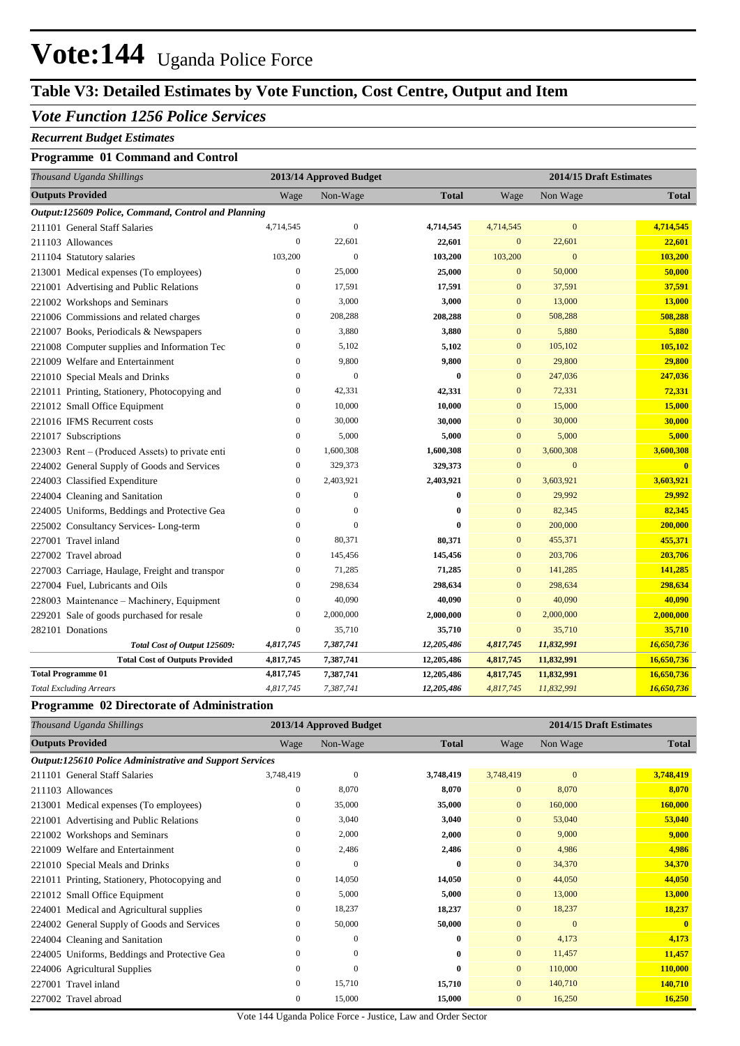# Vote:144 Uganda Police Force

## Table V3: Detailed Estimates by Vote Function, Cost Centre, Output and Item

### *Vote Function 1256 Police Services*

***Recurrent Budget Estimates***

**Programme 01 Command and Control**

| *Thousand Uganda Shillings* | 2013/14 Approved Budget | | | 2014/15 Draft Estimates | | |
|---|---|---|---|---|---|---|
| **Outputs Provided** | Wage | Non-Wage | **Total** | Wage | Non Wage | **Total** |
| ***Output:125609 Police, Command, Control and Planning*** | | | | | | |
| 211101 General Staff Salaries | 4,714,545 | 0 | **4,714,545** | 4,714,545 | 0 | **4,714,545** |
| 211103 Allowances | 0 | 22,601 | **22,601** | 0 | 22,601 | **22,601** |
| 211104 Statutory salaries | 103,200 | 0 | **103,200** | 103,200 | 0 | **103,200** |
| 213001 Medical expenses (To employees) | 0 | 25,000 | **25,000** | 0 | 50,000 | **50,000** |
| 221001 Advertising and Public Relations | 0 | 17,591 | **17,591** | 0 | 37,591 | **37,591** |
| 221002 Workshops and Seminars | 0 | 3,000 | **3,000** | 0 | 13,000 | **13,000** |
| 221006 Commissions and related charges | 0 | 208,288 | **208,288** | 0 | 508,288 | **508,288** |
| 221007 Books, Periodicals & Newspapers | 0 | 3,880 | **3,880** | 0 | 5,880 | **5,880** |
| 221008 Computer supplies and Information Tec | 0 | 5,102 | **5,102** | 0 | 105,102 | **105,102** |
| 221009 Welfare and Entertainment | 0 | 9,800 | **9,800** | 0 | 29,800 | **29,800** |
| 221010 Special Meals and Drinks | 0 | 0 | **0** | 0 | 247,036 | **247,036** |
| 221011 Printing, Stationery, Photocopying and | 0 | 42,331 | **42,331** | 0 | 72,331 | **72,331** |
| 221012 Small Office Equipment | 0 | 10,000 | **10,000** | 0 | 15,000 | **15,000** |
| 221016 IFMS Recurrent costs | 0 | 30,000 | **30,000** | 0 | 30,000 | **30,000** |
| 221017 Subscriptions | 0 | 5,000 | **5,000** | 0 | 5,000 | **5,000** |
| 223003 Rent – (Produced Assets) to private enti | 0 | 1,600,308 | **1,600,308** | 0 | 3,600,308 | **3,600,308** |
| 224002 General Supply of Goods and Services | 0 | 329,373 | **329,373** | 0 | 0 | **0** |
| 224003 Classified Expenditure | 0 | 2,403,921 | **2,403,921** | 0 | 3,603,921 | **3,603,921** |
| 224004 Cleaning and Sanitation | 0 | 0 | **0** | 0 | 29,992 | **29,992** |
| 224005 Uniforms, Beddings and Protective Gea | 0 | 0 | **0** | 0 | 82,345 | **82,345** |
| 225002 Consultancy Services- Long-term | 0 | 0 | **0** | 0 | 200,000 | **200,000** |
| 227001 Travel inland | 0 | 80,371 | **80,371** | 0 | 455,371 | **455,371** |
| 227002 Travel abroad | 0 | 145,456 | **145,456** | 0 | 203,706 | **203,706** |
| 227003 Carriage, Haulage, Freight and transpor | 0 | 71,285 | **71,285** | 0 | 141,285 | **141,285** |
| 227004 Fuel, Lubricants and Oils | 0 | 298,634 | **298,634** | 0 | 298,634 | **298,634** |
| 228003 Maintenance – Machinery, Equipment | 0 | 40,090 | **40,090** | 0 | 40,090 | **40,090** |
| 229201 Sale of goods purchased for resale | 0 | 2,000,000 | **2,000,000** | 0 | 2,000,000 | **2,000,000** |
| 282101 Donations | 0 | 35,710 | **35,710** | 0 | 35,710 | **35,710** |
| ***Total Cost of Output 125609:*** | ***4,817,745*** | ***7,387,741*** | ***12,205,486*** | ***4,817,745*** | ***11,832,991*** | ***16,650,736*** |
| **Total Cost of Outputs Provided** | **4,817,745** | **7,387,741** | **12,205,486** | **4,817,745** | **11,832,991** | **16,650,736** |
| **Total Programme 01** | **4,817,745** | **7,387,741** | **12,205,486** | **4,817,745** | **11,832,991** | **16,650,736** |
| *Total Excluding Arrears* | *4,817,745* | *7,387,741* | *12,205,486* | *4,817,745* | *11,832,991* | *16,650,736* |

**Programme 02 Directorate of Administration**

| *Thousand Uganda Shillings* | 2013/14 Approved Budget | | | 2014/15 Draft Estimates | | |
|---|---|---|---|---|---|---|
| **Outputs Provided** | Wage | Non-Wage | **Total** | Wage | Non Wage | **Total** |
| ***Output:125610 Police Administrative and Support Services*** | | | | | | |
| 211101 General Staff Salaries | 3,748,419 | 0 | **3,748,419** | 3,748,419 | 0 | **3,748,419** |
| 211103 Allowances | 0 | 8,070 | **8,070** | 0 | 8,070 | **8,070** |
| 213001 Medical expenses (To employees) | 0 | 35,000 | **35,000** | 0 | 160,000 | **160,000** |
| 221001 Advertising and Public Relations | 0 | 3,040 | **3,040** | 0 | 53,040 | **53,040** |
| 221002 Workshops and Seminars | 0 | 2,000 | **2,000** | 0 | 9,000 | **9,000** |
| 221009 Welfare and Entertainment | 0 | 2,486 | **2,486** | 0 | 4,986 | **4,986** |
| 221010 Special Meals and Drinks | 0 | 0 | **0** | 0 | 34,370 | **34,370** |
| 221011 Printing, Stationery, Photocopying and | 0 | 14,050 | **14,050** | 0 | 44,050 | **44,050** |
| 221012 Small Office Equipment | 0 | 5,000 | **5,000** | 0 | 13,000 | **13,000** |
| 224001 Medical and Agricultural supplies | 0 | 18,237 | **18,237** | 0 | 18,237 | **18,237** |
| 224002 General Supply of Goods and Services | 0 | 50,000 | **50,000** | 0 | 0 | **0** |
| 224004 Cleaning and Sanitation | 0 | 0 | **0** | 0 | 4,173 | **4,173** |
| 224005 Uniforms, Beddings and Protective Gea | 0 | 0 | **0** | 0 | 11,457 | **11,457** |
| 224006 Agricultural Supplies | 0 | 0 | **0** | 0 | 110,000 | **110,000** |
| 227001 Travel inland | 0 | 15,710 | **15,710** | 0 | 140,710 | **140,710** |
| 227002 Travel abroad | 0 | 15,000 | **15,000** | 0 | 16,250 | **16,250** |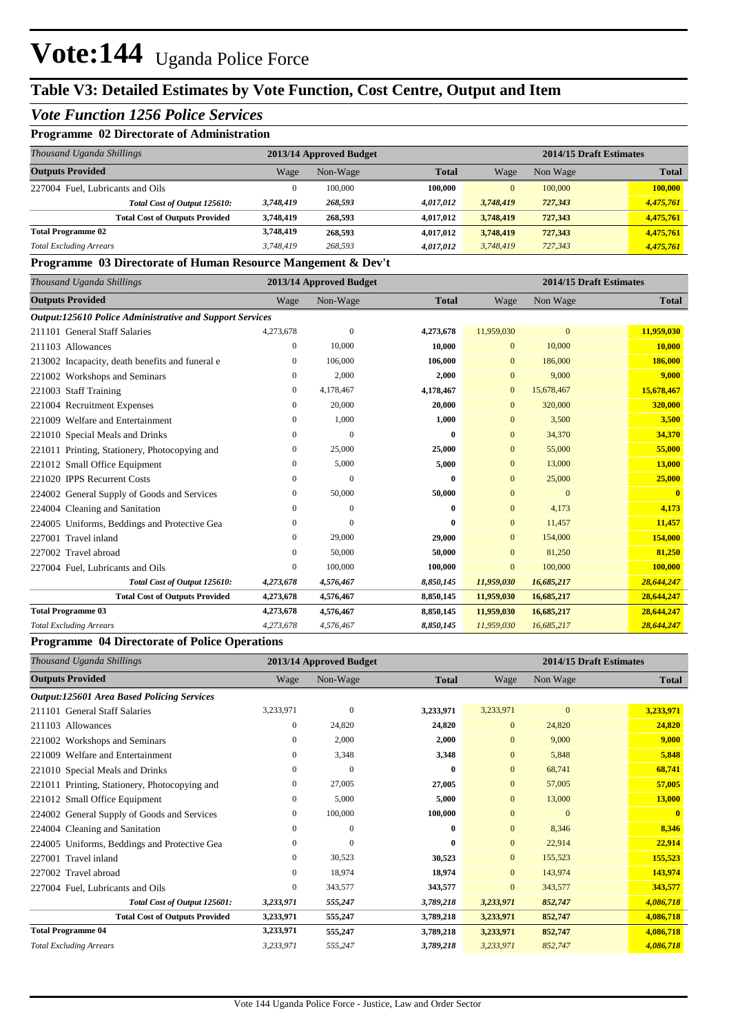# Vote:144 Uganda Police Force

## Table V3: Detailed Estimates by Vote Function, Cost Centre, Output and Item

### *Vote Function 1256 Police Services*

#### Programme 02 Directorate of Administration

| *Thousand Uganda Shillings* | 2013/14 Approved Budget | | | 2014/15 Draft Estimates | | |
|---|---|---|---|---|---|---|
| **Outputs Provided** | Wage | Non-Wage | **Total** | Wage | Non Wage | **Total** |
| 227004 Fuel, Lubricants and Oils | 0 | 100,000 | **100,000** | 0 | 100,000 | **100,000** |
| ***Total Cost of Output 125610:*** | ***3,748,419*** | ***268,593*** | ***4,017,012*** | ***3,748,419*** | ***727,343*** | ***4,475,761*** |
| **Total Cost of Outputs Provided** | **3,748,419** | **268,593** | **4,017,012** | **3,748,419** | **727,343** | **4,475,761** |
| **Total Programme 02** | **3,748,419** | **268,593** | **4,017,012** | **3,748,419** | **727,343** | **4,475,761** |
| *Total Excluding Arrears* | *3,748,419* | *268,593* | ***4,017,012*** | *3,748,419* | *727,343* | ***4,475,761*** |

#### Programme 03 Directorate of Human Resource Mangement & Dev't

| *Thousand Uganda Shillings* | 2013/14 Approved Budget | | | 2014/15 Draft Estimates | | |
|---|---|---|---|---|---|---|
| **Outputs Provided** | Wage | Non-Wage | **Total** | Wage | Non Wage | **Total** |
| ***Output:125610 Police Administrative and Support Services*** | | | | | | |
| 211101 General Staff Salaries | 4,273,678 | 0 | **4,273,678** | 11,959,030 | 0 | **11,959,030** |
| 211103 Allowances | 0 | 10,000 | **10,000** | 0 | 10,000 | **10,000** |
| 213002 Incapacity, death benefits and funeral e | 0 | 106,000 | **106,000** | 0 | 186,000 | **186,000** |
| 221002 Workshops and Seminars | 0 | 2,000 | **2,000** | 0 | 9,000 | **9,000** |
| 221003 Staff Training | 0 | 4,178,467 | **4,178,467** | 0 | 15,678,467 | **15,678,467** |
| 221004 Recruitment Expenses | 0 | 20,000 | **20,000** | 0 | 320,000 | **320,000** |
| 221009 Welfare and Entertainment | 0 | 1,000 | **1,000** | 0 | 3,500 | **3,500** |
| 221010 Special Meals and Drinks | 0 | 0 | **0** | 0 | 34,370 | **34,370** |
| 221011 Printing, Stationery, Photocopying and | 0 | 25,000 | **25,000** | 0 | 55,000 | **55,000** |
| 221012 Small Office Equipment | 0 | 5,000 | **5,000** | 0 | 13,000 | **13,000** |
| 221020 IPPS Recurrent Costs | 0 | 0 | **0** | 0 | 25,000 | **25,000** |
| 224002 General Supply of Goods and Services | 0 | 50,000 | **50,000** | 0 | 0 | **0** |
| 224004 Cleaning and Sanitation | 0 | 0 | **0** | 0 | 4,173 | **4,173** |
| 224005 Uniforms, Beddings and Protective Gea | 0 | 0 | **0** | 0 | 11,457 | **11,457** |
| 227001 Travel inland | 0 | 29,000 | **29,000** | 0 | 154,000 | **154,000** |
| 227002 Travel abroad | 0 | 50,000 | **50,000** | 0 | 81,250 | **81,250** |
| 227004 Fuel, Lubricants and Oils | 0 | 100,000 | **100,000** | 0 | 100,000 | **100,000** |
| ***Total Cost of Output 125610:*** | ***4,273,678*** | ***4,576,467*** | ***8,850,145*** | ***11,959,030*** | ***16,685,217*** | ***28,644,247*** |
| **Total Cost of Outputs Provided** | **4,273,678** | **4,576,467** | **8,850,145** | **11,959,030** | **16,685,217** | **28,644,247** |
| **Total Programme 03** | **4,273,678** | **4,576,467** | **8,850,145** | **11,959,030** | **16,685,217** | **28,644,247** |
| *Total Excluding Arrears* | *4,273,678* | *4,576,467* | ***8,850,145*** | *11,959,030* | *16,685,217* | ***28,644,247*** |

#### Programme 04 Directorate of Police Operations

| *Thousand Uganda Shillings* | 2013/14 Approved Budget | | | 2014/15 Draft Estimates | | |
|---|---|---|---|---|---|---|
| **Outputs Provided** | Wage | Non-Wage | **Total** | Wage | Non Wage | **Total** |
| ***Output:125601 Area Based Policing Services*** | | | | | | |
| 211101 General Staff Salaries | 3,233,971 | 0 | **3,233,971** | 3,233,971 | 0 | **3,233,971** |
| 211103 Allowances | 0 | 24,820 | **24,820** | 0 | 24,820 | **24,820** |
| 221002 Workshops and Seminars | 0 | 2,000 | **2,000** | 0 | 9,000 | **9,000** |
| 221009 Welfare and Entertainment | 0 | 3,348 | **3,348** | 0 | 5,848 | **5,848** |
| 221010 Special Meals and Drinks | 0 | 0 | **0** | 0 | 68,741 | **68,741** |
| 221011 Printing, Stationery, Photocopying and | 0 | 27,005 | **27,005** | 0 | 57,005 | **57,005** |
| 221012 Small Office Equipment | 0 | 5,000 | **5,000** | 0 | 13,000 | **13,000** |
| 224002 General Supply of Goods and Services | 0 | 100,000 | **100,000** | 0 | 0 | **0** |
| 224004 Cleaning and Sanitation | 0 | 0 | **0** | 0 | 8,346 | **8,346** |
| 224005 Uniforms, Beddings and Protective Gea | 0 | 0 | **0** | 0 | 22,914 | **22,914** |
| 227001 Travel inland | 0 | 30,523 | **30,523** | 0 | 155,523 | **155,523** |
| 227002 Travel abroad | 0 | 18,974 | **18,974** | 0 | 143,974 | **143,974** |
| 227004 Fuel, Lubricants and Oils | 0 | 343,577 | **343,577** | 0 | 343,577 | **343,577** |
| ***Total Cost of Output 125601:*** | ***3,233,971*** | ***555,247*** | ***3,789,218*** | ***3,233,971*** | ***852,747*** | ***4,086,718*** |
| **Total Cost of Outputs Provided** | **3,233,971** | **555,247** | **3,789,218** | **3,233,971** | **852,747** | **4,086,718** |
| **Total Programme 04** | **3,233,971** | **555,247** | **3,789,218** | **3,233,971** | **852,747** | **4,086,718** |
| *Total Excluding Arrears* | *3,233,971* | *555,247* | ***3,789,218*** | *3,233,971* | *852,747* | ***4,086,718*** |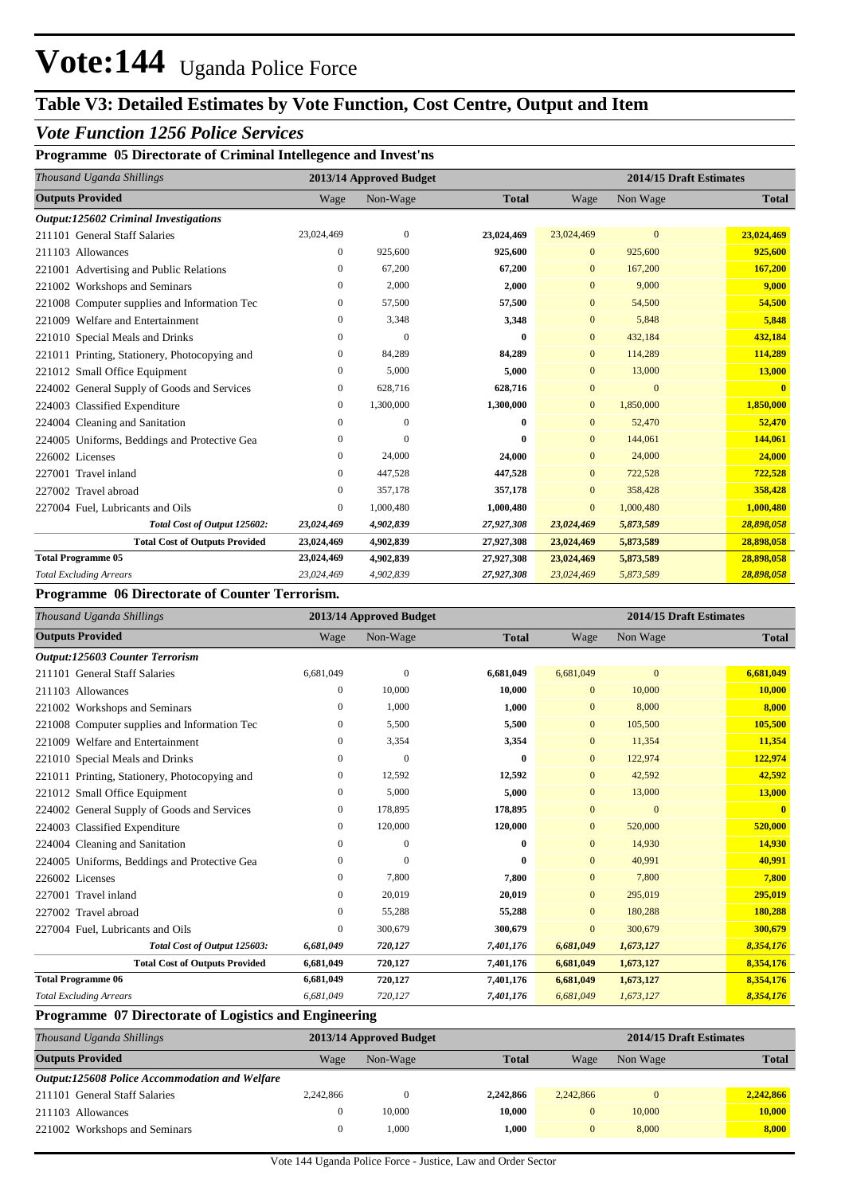# Vote:144 Uganda Police Force

## Table V3: Detailed Estimates by Vote Function, Cost Centre, Output and Item

### *Vote Function 1256 Police Services*

#### Programme 05 Directorate of Criminal Intellegence and Invest'ns

| *Thousand Uganda Shillings* | 2013/14 Approved Budget | | | 2014/15 Draft Estimates | | |
|---|---|---|---|---|---|---|
| **Outputs Provided** | Wage | Non-Wage | **Total** | Wage | Non Wage | **Total** |
| ***Output:125602 Criminal Investigations*** | | | | | | |
| 211101 General Staff Salaries | 23,024,469 | 0 | **23,024,469** | 23,024,469 | 0 | **23,024,469** |
| 211103 Allowances | 0 | 925,600 | **925,600** | 0 | 925,600 | **925,600** |
| 221001 Advertising and Public Relations | 0 | 67,200 | **67,200** | 0 | 167,200 | **167,200** |
| 221002 Workshops and Seminars | 0 | 2,000 | **2,000** | 0 | 9,000 | **9,000** |
| 221008 Computer supplies and Information Tec | 0 | 57,500 | **57,500** | 0 | 54,500 | **54,500** |
| 221009 Welfare and Entertainment | 0 | 3,348 | **3,348** | 0 | 5,848 | **5,848** |
| 221010 Special Meals and Drinks | 0 | 0 | **0** | 0 | 432,184 | **432,184** |
| 221011 Printing, Stationery, Photocopying and | 0 | 84,289 | **84,289** | 0 | 114,289 | **114,289** |
| 221012 Small Office Equipment | 0 | 5,000 | **5,000** | 0 | 13,000 | **13,000** |
| 224002 General Supply of Goods and Services | 0 | 628,716 | **628,716** | 0 | 0 | **0** |
| 224003 Classified Expenditure | 0 | 1,300,000 | **1,300,000** | 0 | 1,850,000 | **1,850,000** |
| 224004 Cleaning and Sanitation | 0 | 0 | **0** | 0 | 52,470 | **52,470** |
| 224005 Uniforms, Beddings and Protective Gea | 0 | 0 | **0** | 0 | 144,061 | **144,061** |
| 226002 Licenses | 0 | 24,000 | **24,000** | 0 | 24,000 | **24,000** |
| 227001 Travel inland | 0 | 447,528 | **447,528** | 0 | 722,528 | **722,528** |
| 227002 Travel abroad | 0 | 357,178 | **357,178** | 0 | 358,428 | **358,428** |
| 227004 Fuel, Lubricants and Oils | 0 | 1,000,480 | **1,000,480** | 0 | 1,000,480 | **1,000,480** |
| ***Total Cost of Output 125602:*** | ***23,024,469*** | ***4,902,839*** | ***27,927,308*** | ***23,024,469*** | ***5,873,589*** | ***28,898,058*** |
| **Total Cost of Outputs Provided** | **23,024,469** | **4,902,839** | **27,927,308** | **23,024,469** | **5,873,589** | **28,898,058** |
| **Total Programme 05** | **23,024,469** | **4,902,839** | **27,927,308** | **23,024,469** | **5,873,589** | **28,898,058** |
| *Total Excluding Arrears* | *23,024,469* | *4,902,839* | *27,927,308* | *23,024,469* | *5,873,589* | *28,898,058* |

#### Programme 06 Directorate of Counter Terrorism.

| *Thousand Uganda Shillings* | 2013/14 Approved Budget | | | 2014/15 Draft Estimates | | |
|---|---|---|---|---|---|---|
| **Outputs Provided** | Wage | Non-Wage | **Total** | Wage | Non Wage | **Total** |
| ***Output:125603 Counter Terrorism*** | | | | | | |
| 211101 General Staff Salaries | 6,681,049 | 0 | **6,681,049** | 6,681,049 | 0 | **6,681,049** |
| 211103 Allowances | 0 | 10,000 | **10,000** | 0 | 10,000 | **10,000** |
| 221002 Workshops and Seminars | 0 | 1,000 | **1,000** | 0 | 8,000 | **8,000** |
| 221008 Computer supplies and Information Tec | 0 | 5,500 | **5,500** | 0 | 105,500 | **105,500** |
| 221009 Welfare and Entertainment | 0 | 3,354 | **3,354** | 0 | 11,354 | **11,354** |
| 221010 Special Meals and Drinks | 0 | 0 | **0** | 0 | 122,974 | **122,974** |
| 221011 Printing, Stationery, Photocopying and | 0 | 12,592 | **12,592** | 0 | 42,592 | **42,592** |
| 221012 Small Office Equipment | 0 | 5,000 | **5,000** | 0 | 13,000 | **13,000** |
| 224002 General Supply of Goods and Services | 0 | 178,895 | **178,895** | 0 | 0 | **0** |
| 224003 Classified Expenditure | 0 | 120,000 | **120,000** | 0 | 520,000 | **520,000** |
| 224004 Cleaning and Sanitation | 0 | 0 | **0** | 0 | 14,930 | **14,930** |
| 224005 Uniforms, Beddings and Protective Gea | 0 | 0 | **0** | 0 | 40,991 | **40,991** |
| 226002 Licenses | 0 | 7,800 | **7,800** | 0 | 7,800 | **7,800** |
| 227001 Travel inland | 0 | 20,019 | **20,019** | 0 | 295,019 | **295,019** |
| 227002 Travel abroad | 0 | 55,288 | **55,288** | 0 | 180,288 | **180,288** |
| 227004 Fuel, Lubricants and Oils | 0 | 300,679 | **300,679** | 0 | 300,679 | **300,679** |
| ***Total Cost of Output 125603:*** | ***6,681,049*** | ***720,127*** | ***7,401,176*** | ***6,681,049*** | ***1,673,127*** | ***8,354,176*** |
| **Total Cost of Outputs Provided** | **6,681,049** | **720,127** | **7,401,176** | **6,681,049** | **1,673,127** | **8,354,176** |
| **Total Programme 06** | **6,681,049** | **720,127** | **7,401,176** | **6,681,049** | **1,673,127** | **8,354,176** |
| *Total Excluding Arrears* | *6,681,049* | *720,127* | *7,401,176* | *6,681,049* | *1,673,127* | *8,354,176* |

#### Programme 07 Directorate of Logistics and Engineering

| *Thousand Uganda Shillings* | 2013/14 Approved Budget | | | 2014/15 Draft Estimates | | |
|---|---|---|---|---|---|---|
| **Outputs Provided** | Wage | Non-Wage | **Total** | Wage | Non Wage | **Total** |
| ***Output:125608 Police Accommodation and Welfare*** | | | | | | |
| 211101 General Staff Salaries | 2,242,866 | 0 | **2,242,866** | 2,242,866 | 0 | **2,242,866** |
| 211103 Allowances | 0 | 10,000 | **10,000** | 0 | 10,000 | **10,000** |
| 221002 Workshops and Seminars | 0 | 1,000 | **1,000** | 0 | 8,000 | **8,000** |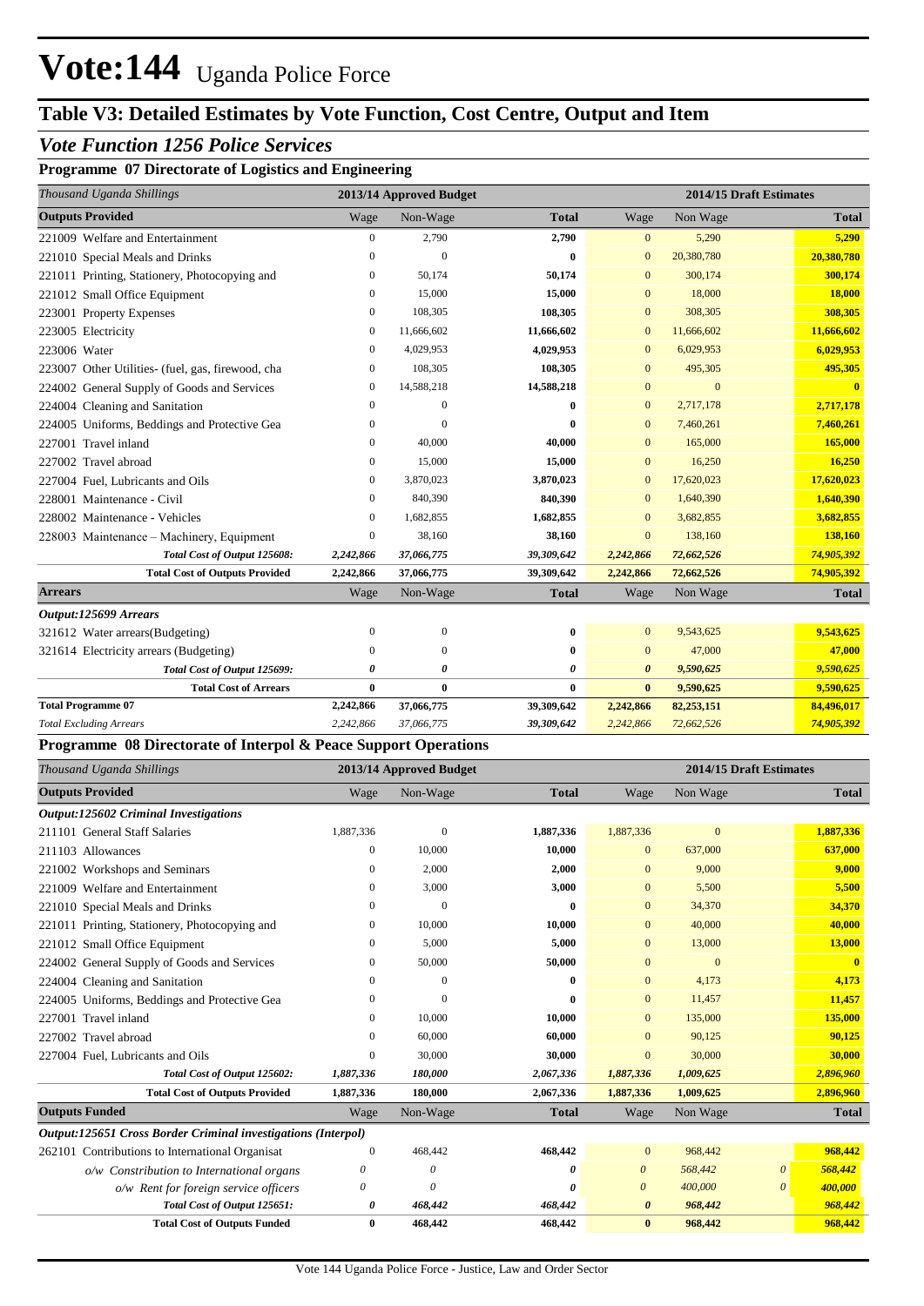# Vote:144 Uganda Police Force

## Table V3: Detailed Estimates by Vote Function, Cost Centre, Output and Item

### *Vote Function 1256 Police Services*

#### Programme 07 Directorate of Logistics and Engineering

| *Thousand Uganda Shillings* | 2013/14 Approved Budget | | | 2014/15 Draft Estimates | | |
|---|---|---|---|---|---|---|
| **Outputs Provided** | Wage | Non-Wage | **Total** | Wage | Non Wage | **Total** |
| 221009 Welfare and Entertainment | 0 | 2,790 | **2,790** | 0 | 5,290 | **5,290** |
| 221010 Special Meals and Drinks | 0 | 0 | **0** | 0 | 20,380,780 | **20,380,780** |
| 221011 Printing, Stationery, Photocopying and | 0 | 50,174 | **50,174** | 0 | 300,174 | **300,174** |
| 221012 Small Office Equipment | 0 | 15,000 | **15,000** | 0 | 18,000 | **18,000** |
| 223001 Property Expenses | 0 | 108,305 | **108,305** | 0 | 308,305 | **308,305** |
| 223005 Electricity | 0 | 11,666,602 | **11,666,602** | 0 | 11,666,602 | **11,666,602** |
| 223006 Water | 0 | 4,029,953 | **4,029,953** | 0 | 6,029,953 | **6,029,953** |
| 223007 Other Utilities- (fuel, gas, firewood, cha | 0 | 108,305 | **108,305** | 0 | 495,305 | **495,305** |
| 224002 General Supply of Goods and Services | 0 | 14,588,218 | **14,588,218** | 0 | 0 | **0** |
| 224004 Cleaning and Sanitation | 0 | 0 | **0** | 0 | 2,717,178 | **2,717,178** |
| 224005 Uniforms, Beddings and Protective Gea | 0 | 0 | **0** | 0 | 7,460,261 | **7,460,261** |
| 227001 Travel inland | 0 | 40,000 | **40,000** | 0 | 165,000 | **165,000** |
| 227002 Travel abroad | 0 | 15,000 | **15,000** | 0 | 16,250 | **16,250** |
| 227004 Fuel, Lubricants and Oils | 0 | 3,870,023 | **3,870,023** | 0 | 17,620,023 | **17,620,023** |
| 228001 Maintenance - Civil | 0 | 840,390 | **840,390** | 0 | 1,640,390 | **1,640,390** |
| 228002 Maintenance - Vehicles | 0 | 1,682,855 | **1,682,855** | 0 | 3,682,855 | **3,682,855** |
| 228003 Maintenance – Machinery, Equipment | 0 | 38,160 | **38,160** | 0 | 138,160 | **138,160** |
| ***Total Cost of Output 125608:*** | ***2,242,866*** | ***37,066,775*** | ***39,309,642*** | ***2,242,866*** | ***72,662,526*** | ***74,905,392*** |
| **Total Cost of Outputs Provided** | **2,242,866** | **37,066,775** | **39,309,642** | **2,242,866** | **72,662,526** | **74,905,392** |
| **Arrears** | Wage | Non-Wage | **Total** | Wage | Non Wage | **Total** |
| ***Output:125699 Arrears*** | | | | | | |
| 321612 Water arrears(Budgeting) | 0 | 0 | **0** | 0 | 9,543,625 | **9,543,625** |
| 321614 Electricity arrears (Budgeting) | 0 | 0 | **0** | 0 | 47,000 | **47,000** |
| ***Total Cost of Output 125699:*** | ***0*** | ***0*** | ***0*** | ***0*** | ***9,590,625*** | ***9,590,625*** |
| **Total Cost of Arrears** | **0** | **0** | **0** | **0** | **9,590,625** | **9,590,625** |
| **Total Programme 07** | **2,242,866** | **37,066,775** | **39,309,642** | **2,242,866** | **82,253,151** | **84,496,017** |
| *Total Excluding Arrears* | *2,242,866* | *37,066,775* | *39,309,642* | *2,242,866* | *72,662,526* | *74,905,392* |

#### Programme 08 Directorate of Interpol & Peace Support Operations

| *Thousand Uganda Shillings* | 2013/14 Approved Budget | | | 2014/15 Draft Estimates | | | |
|---|---|---|---|---|---|---|---|
| **Outputs Provided** | Wage | Non-Wage | **Total** | Wage | Non Wage | | **Total** |
| ***Output:125602 Criminal Investigations*** | | | | | | | |
| 211101 General Staff Salaries | 1,887,336 | 0 | **1,887,336** | 1,887,336 | 0 | | **1,887,336** |
| 211103 Allowances | 0 | 10,000 | **10,000** | 0 | 637,000 | | **637,000** |
| 221002 Workshops and Seminars | 0 | 2,000 | **2,000** | 0 | 9,000 | | **9,000** |
| 221009 Welfare and Entertainment | 0 | 3,000 | **3,000** | 0 | 5,500 | | **5,500** |
| 221010 Special Meals and Drinks | 0 | 0 | **0** | 0 | 34,370 | | **34,370** |
| 221011 Printing, Stationery, Photocopying and | 0 | 10,000 | **10,000** | 0 | 40,000 | | **40,000** |
| 221012 Small Office Equipment | 0 | 5,000 | **5,000** | 0 | 13,000 | | **13,000** |
| 224002 General Supply of Goods and Services | 0 | 50,000 | **50,000** | 0 | 0 | | **0** |
| 224004 Cleaning and Sanitation | 0 | 0 | **0** | 0 | 4,173 | | **4,173** |
| 224005 Uniforms, Beddings and Protective Gea | 0 | 0 | **0** | 0 | 11,457 | | **11,457** |
| 227001 Travel inland | 0 | 10,000 | **10,000** | 0 | 135,000 | | **135,000** |
| 227002 Travel abroad | 0 | 60,000 | **60,000** | 0 | 90,125 | | **90,125** |
| 227004 Fuel, Lubricants and Oils | 0 | 30,000 | **30,000** | 0 | 30,000 | | **30,000** |
| ***Total Cost of Output 125602:*** | ***1,887,336*** | ***180,000*** | ***2,067,336*** | ***1,887,336*** | ***1,009,625*** | | ***2,896,960*** |
| **Total Cost of Outputs Provided** | **1,887,336** | **180,000** | **2,067,336** | **1,887,336** | **1,009,625** | | **2,896,960** |
| **Outputs Funded** | Wage | Non-Wage | **Total** | Wage | Non Wage | | **Total** |
| ***Output:125651 Cross Border Criminal investigations (Interpol)*** | | | | | | | |
| 262101 Contributions to International Organisat | 0 | 468,442 | **468,442** | 0 | 968,442 | | **968,442** |
| *o/w Constribution to International organs* | *0* | *0* | ***0*** | *0* | *568,442* | *0* | ***568,442*** |
| *o/w Rent for foreign service officers* | *0* | *0* | ***0*** | *0* | *400,000* | *0* | ***400,000*** |
| ***Total Cost of Output 125651:*** | ***0*** | ***468,442*** | ***468,442*** | ***0*** | ***968,442*** | | ***968,442*** |
| **Total Cost of Outputs Funded** | **0** | **468,442** | **468,442** | **0** | **968,442** | | **968,442** |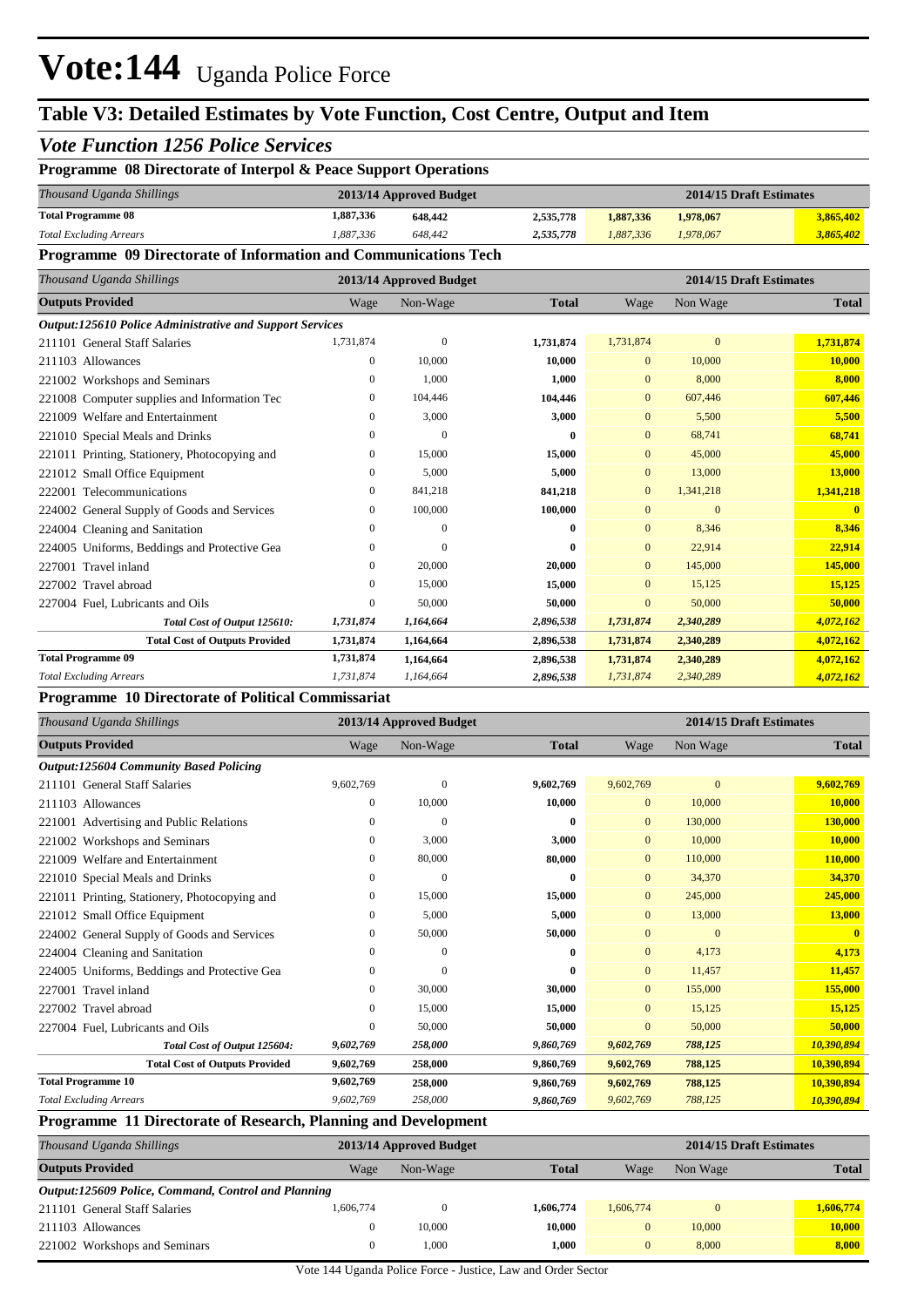# Vote:144 Uganda Police Force

## Table V3: Detailed Estimates by Vote Function, Cost Centre, Output and Item

### *Vote Function 1256 Police Services*

**Programme 08 Directorate of Interpol & Peace Support Operations**

| *Thousand Uganda Shillings* | 2013/14 Approved Budget | | | 2014/15 Draft Estimates | | |
|---|---|---|---|---|---|---|
| **Total Programme 08** | **1,887,336** | **648,442** | **2,535,778** | **1,887,336** | **1,978,067** | **3,865,402** |
| *Total Excluding Arrears* | *1,887,336* | *648,442* | *2,535,778* | *1,887,336* | *1,978,067* | *3,865,402* |

**Programme 09 Directorate of Information and Communications Tech**

| *Thousand Uganda Shillings* | 2013/14 Approved Budget | | | 2014/15 Draft Estimates | | |
|---|---|---|---|---|---|---|
| **Outputs Provided** | Wage | Non-Wage | **Total** | Wage | Non Wage | **Total** |
| ***Output:125610 Police Administrative and Support Services*** | | | | | | |
| 211101 General Staff Salaries | 1,731,874 | 0 | **1,731,874** | 1,731,874 | 0 | **1,731,874** |
| 211103 Allowances | 0 | 10,000 | **10,000** | 0 | 10,000 | **10,000** |
| 221002 Workshops and Seminars | 0 | 1,000 | **1,000** | 0 | 8,000 | **8,000** |
| 221008 Computer supplies and Information Tec | 0 | 104,446 | **104,446** | 0 | 607,446 | **607,446** |
| 221009 Welfare and Entertainment | 0 | 3,000 | **3,000** | 0 | 5,500 | **5,500** |
| 221010 Special Meals and Drinks | 0 | 0 | **0** | 0 | 68,741 | **68,741** |
| 221011 Printing, Stationery, Photocopying and | 0 | 15,000 | **15,000** | 0 | 45,000 | **45,000** |
| 221012 Small Office Equipment | 0 | 5,000 | **5,000** | 0 | 13,000 | **13,000** |
| 222001 Telecommunications | 0 | 841,218 | **841,218** | 0 | 1,341,218 | **1,341,218** |
| 224002 General Supply of Goods and Services | 0 | 100,000 | **100,000** | 0 | 0 | **0** |
| 224004 Cleaning and Sanitation | 0 | 0 | **0** | 0 | 8,346 | **8,346** |
| 224005 Uniforms, Beddings and Protective Gea | 0 | 0 | **0** | 0 | 22,914 | **22,914** |
| 227001 Travel inland | 0 | 20,000 | **20,000** | 0 | 145,000 | **145,000** |
| 227002 Travel abroad | 0 | 15,000 | **15,000** | 0 | 15,125 | **15,125** |
| 227004 Fuel, Lubricants and Oils | 0 | 50,000 | **50,000** | 0 | 50,000 | **50,000** |
| *Total Cost of Output 125610:* | *1,731,874* | *1,164,664* | *2,896,538* | *1,731,874* | *2,340,289* | *4,072,162* |
| **Total Cost of Outputs Provided** | **1,731,874** | **1,164,664** | **2,896,538** | **1,731,874** | **2,340,289** | **4,072,162** |
| **Total Programme 09** | **1,731,874** | **1,164,664** | **2,896,538** | **1,731,874** | **2,340,289** | **4,072,162** |
| *Total Excluding Arrears* | *1,731,874* | *1,164,664* | *2,896,538* | *1,731,874* | *2,340,289* | *4,072,162* |

**Programme 10 Directorate of Political Commissariat**

| *Thousand Uganda Shillings* | 2013/14 Approved Budget | | | 2014/15 Draft Estimates | | |
|---|---|---|---|---|---|---|
| **Outputs Provided** | Wage | Non-Wage | **Total** | Wage | Non Wage | **Total** |
| ***Output:125604 Community Based Policing*** | | | | | | |
| 211101 General Staff Salaries | 9,602,769 | 0 | **9,602,769** | 9,602,769 | 0 | **9,602,769** |
| 211103 Allowances | 0 | 10,000 | **10,000** | 0 | 10,000 | **10,000** |
| 221001 Advertising and Public Relations | 0 | 0 | **0** | 0 | 130,000 | **130,000** |
| 221002 Workshops and Seminars | 0 | 3,000 | **3,000** | 0 | 10,000 | **10,000** |
| 221009 Welfare and Entertainment | 0 | 80,000 | **80,000** | 0 | 110,000 | **110,000** |
| 221010 Special Meals and Drinks | 0 | 0 | **0** | 0 | 34,370 | **34,370** |
| 221011 Printing, Stationery, Photocopying and | 0 | 15,000 | **15,000** | 0 | 245,000 | **245,000** |
| 221012 Small Office Equipment | 0 | 5,000 | **5,000** | 0 | 13,000 | **13,000** |
| 224002 General Supply of Goods and Services | 0 | 50,000 | **50,000** | 0 | 0 | **0** |
| 224004 Cleaning and Sanitation | 0 | 0 | **0** | 0 | 4,173 | **4,173** |
| 224005 Uniforms, Beddings and Protective Gea | 0 | 0 | **0** | 0 | 11,457 | **11,457** |
| 227001 Travel inland | 0 | 30,000 | **30,000** | 0 | 155,000 | **155,000** |
| 227002 Travel abroad | 0 | 15,000 | **15,000** | 0 | 15,125 | **15,125** |
| 227004 Fuel, Lubricants and Oils | 0 | 50,000 | **50,000** | 0 | 50,000 | **50,000** |
| *Total Cost of Output 125604:* | *9,602,769* | *258,000* | *9,860,769* | *9,602,769* | *788,125* | *10,390,894* |
| **Total Cost of Outputs Provided** | **9,602,769** | **258,000** | **9,860,769** | **9,602,769** | **788,125** | **10,390,894** |
| **Total Programme 10** | **9,602,769** | **258,000** | **9,860,769** | **9,602,769** | **788,125** | **10,390,894** |
| *Total Excluding Arrears* | *9,602,769* | *258,000* | *9,860,769* | *9,602,769* | *788,125* | *10,390,894* |

**Programme 11 Directorate of Research, Planning and Development**

| *Thousand Uganda Shillings* | 2013/14 Approved Budget | | | 2014/15 Draft Estimates | | |
|---|---|---|---|---|---|---|
| **Outputs Provided** | Wage | Non-Wage | **Total** | Wage | Non Wage | **Total** |
| ***Output:125609 Police, Command, Control and Planning*** | | | | | | |
| 211101 General Staff Salaries | 1,606,774 | 0 | **1,606,774** | 1,606,774 | 0 | **1,606,774** |
| 211103 Allowances | 0 | 10,000 | **10,000** | 0 | 10,000 | **10,000** |
| 221002 Workshops and Seminars | 0 | 1,000 | **1,000** | 0 | 8,000 | **8,000** |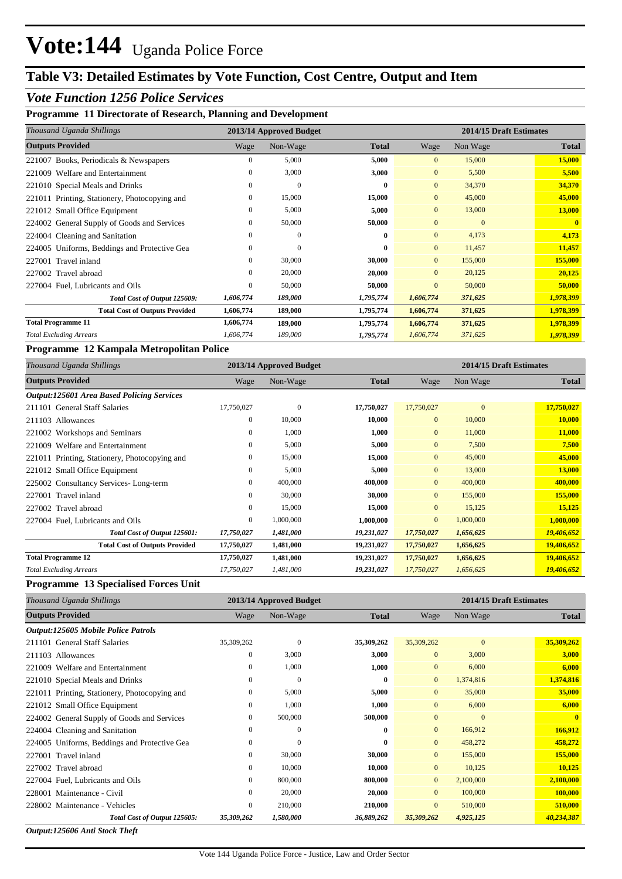# Vote:144 Uganda Police Force

## Table V3: Detailed Estimates by Vote Function, Cost Centre, Output and Item

### *Vote Function 1256 Police Services*

#### Programme 11 Directorate of Research, Planning and Development

| *Thousand Uganda Shillings* | 2013/14 Approved Budget | | | 2014/15 Draft Estimates | | |
|---|---|---|---|---|---|---|
| **Outputs Provided** | Wage | Non-Wage | **Total** | Wage | Non Wage | **Total** |
| 221007 Books, Periodicals & Newspapers | 0 | 5,000 | **5,000** | 0 | 15,000 | **15,000** |
| 221009 Welfare and Entertainment | 0 | 3,000 | **3,000** | 0 | 5,500 | **5,500** |
| 221010 Special Meals and Drinks | 0 | 0 | **0** | 0 | 34,370 | **34,370** |
| 221011 Printing, Stationery, Photocopying and | 0 | 15,000 | **15,000** | 0 | 45,000 | **45,000** |
| 221012 Small Office Equipment | 0 | 5,000 | **5,000** | 0 | 13,000 | **13,000** |
| 224002 General Supply of Goods and Services | 0 | 50,000 | **50,000** | 0 | 0 | **0** |
| 224004 Cleaning and Sanitation | 0 | 0 | **0** | 0 | 4,173 | **4,173** |
| 224005 Uniforms, Beddings and Protective Gea | 0 | 0 | **0** | 0 | 11,457 | **11,457** |
| 227001 Travel inland | 0 | 30,000 | **30,000** | 0 | 155,000 | **155,000** |
| 227002 Travel abroad | 0 | 20,000 | **20,000** | 0 | 20,125 | **20,125** |
| 227004 Fuel, Lubricants and Oils | 0 | 50,000 | **50,000** | 0 | 50,000 | **50,000** |
| ***Total Cost of Output 125609:*** | ***1,606,774*** | ***189,000*** | ***1,795,774*** | ***1,606,774*** | ***371,625*** | ***1,978,399*** |
| **Total Cost of Outputs Provided** | **1,606,774** | **189,000** | **1,795,774** | **1,606,774** | **371,625** | **1,978,399** |
| **Total Programme 11** | **1,606,774** | **189,000** | **1,795,774** | **1,606,774** | **371,625** | **1,978,399** |
| *Total Excluding Arrears* | *1,606,774* | *189,000* | ***1,795,774*** | *1,606,774* | *371,625* | ***1,978,399*** |

#### Programme 12 Kampala Metropolitan Police

| *Thousand Uganda Shillings* | 2013/14 Approved Budget | | | 2014/15 Draft Estimates | | |
|---|---|---|---|---|---|---|
| **Outputs Provided** | Wage | Non-Wage | **Total** | Wage | Non Wage | **Total** |
| ***Output:125601 Area Based Policing Services*** | | | | | | |
| 211101 General Staff Salaries | 17,750,027 | 0 | **17,750,027** | 17,750,027 | 0 | **17,750,027** |
| 211103 Allowances | 0 | 10,000 | **10,000** | 0 | 10,000 | **10,000** |
| 221002 Workshops and Seminars | 0 | 1,000 | **1,000** | 0 | 11,000 | **11,000** |
| 221009 Welfare and Entertainment | 0 | 5,000 | **5,000** | 0 | 7,500 | **7,500** |
| 221011 Printing, Stationery, Photocopying and | 0 | 15,000 | **15,000** | 0 | 45,000 | **45,000** |
| 221012 Small Office Equipment | 0 | 5,000 | **5,000** | 0 | 13,000 | **13,000** |
| 225002 Consultancy Services- Long-term | 0 | 400,000 | **400,000** | 0 | 400,000 | **400,000** |
| 227001 Travel inland | 0 | 30,000 | **30,000** | 0 | 155,000 | **155,000** |
| 227002 Travel abroad | 0 | 15,000 | **15,000** | 0 | 15,125 | **15,125** |
| 227004 Fuel, Lubricants and Oils | 0 | 1,000,000 | **1,000,000** | 0 | 1,000,000 | **1,000,000** |
| ***Total Cost of Output 125601:*** | ***17,750,027*** | ***1,481,000*** | ***19,231,027*** | ***17,750,027*** | ***1,656,625*** | ***19,406,652*** |
| **Total Cost of Outputs Provided** | **17,750,027** | **1,481,000** | **19,231,027** | **17,750,027** | **1,656,625** | **19,406,652** |
| **Total Programme 12** | **17,750,027** | **1,481,000** | **19,231,027** | **17,750,027** | **1,656,625** | **19,406,652** |
| *Total Excluding Arrears* | *17,750,027* | *1,481,000* | ***19,231,027*** | *17,750,027* | *1,656,625* | ***19,406,652*** |

#### Programme 13 Specialised Forces Unit

| *Thousand Uganda Shillings* | 2013/14 Approved Budget | | | 2014/15 Draft Estimates | | |
|---|---|---|---|---|---|---|
| **Outputs Provided** | Wage | Non-Wage | **Total** | Wage | Non Wage | **Total** |
| ***Output:125605 Mobile Police Patrols*** | | | | | | |
| 211101 General Staff Salaries | 35,309,262 | 0 | **35,309,262** | 35,309,262 | 0 | **35,309,262** |
| 211103 Allowances | 0 | 3,000 | **3,000** | 0 | 3,000 | **3,000** |
| 221009 Welfare and Entertainment | 0 | 1,000 | **1,000** | 0 | 6,000 | **6,000** |
| 221010 Special Meals and Drinks | 0 | 0 | **0** | 0 | 1,374,816 | **1,374,816** |
| 221011 Printing, Stationery, Photocopying and | 0 | 5,000 | **5,000** | 0 | 35,000 | **35,000** |
| 221012 Small Office Equipment | 0 | 1,000 | **1,000** | 0 | 6,000 | **6,000** |
| 224002 General Supply of Goods and Services | 0 | 500,000 | **500,000** | 0 | 0 | **0** |
| 224004 Cleaning and Sanitation | 0 | 0 | **0** | 0 | 166,912 | **166,912** |
| 224005 Uniforms, Beddings and Protective Gea | 0 | 0 | **0** | 0 | 458,272 | **458,272** |
| 227001 Travel inland | 0 | 30,000 | **30,000** | 0 | 155,000 | **155,000** |
| 227002 Travel abroad | 0 | 10,000 | **10,000** | 0 | 10,125 | **10,125** |
| 227004 Fuel, Lubricants and Oils | 0 | 800,000 | **800,000** | 0 | 2,100,000 | **2,100,000** |
| 228001 Maintenance - Civil | 0 | 20,000 | **20,000** | 0 | 100,000 | **100,000** |
| 228002 Maintenance - Vehicles | 0 | 210,000 | **210,000** | 0 | 510,000 | **510,000** |
| ***Total Cost of Output 125605:*** | ***35,309,262*** | ***1,580,000*** | ***36,889,262*** | ***35,309,262*** | ***4,925,125*** | ***40,234,387*** |

***Output:125606 Anti Stock Theft***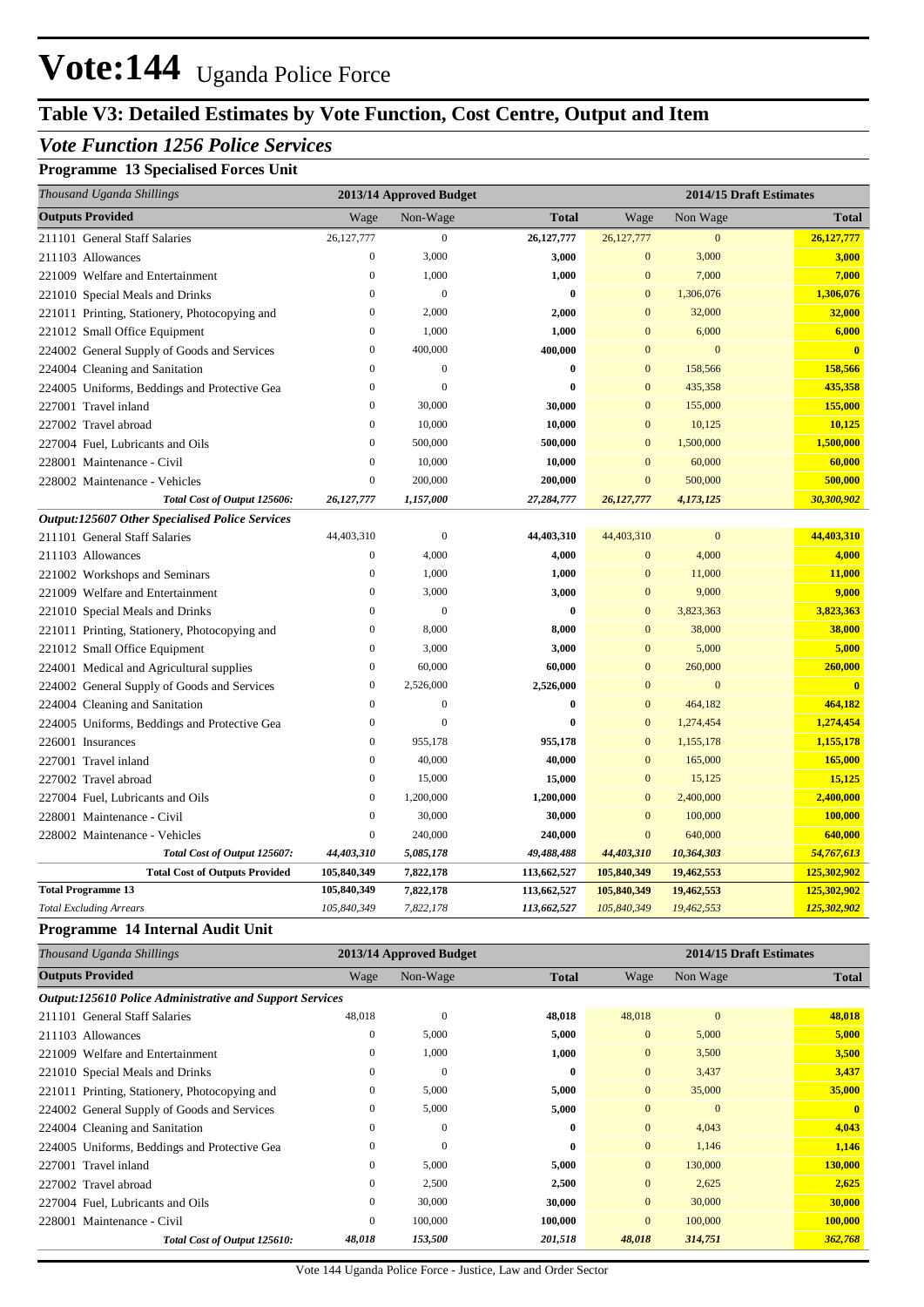# Vote:144 Uganda Police Force

## Table V3: Detailed Estimates by Vote Function, Cost Centre, Output and Item

### *Vote Function 1256 Police Services*

#### Programme 13 Specialised Forces Unit

| *Thousand Uganda Shillings* | 2013/14 Approved Budget | | | 2014/15 Draft Estimates | | |
|---|---|---|---|---|---|---|
| **Outputs Provided** | Wage | Non-Wage | **Total** | Wage | Non Wage | **Total** |
| 211101 General Staff Salaries | 26,127,777 | 0 | **26,127,777** | 26,127,777 | 0 | **26,127,777** |
| 211103 Allowances | 0 | 3,000 | **3,000** | 0 | 3,000 | **3,000** |
| 221009 Welfare and Entertainment | 0 | 1,000 | **1,000** | 0 | 7,000 | **7,000** |
| 221010 Special Meals and Drinks | 0 | 0 | **0** | 0 | 1,306,076 | **1,306,076** |
| 221011 Printing, Stationery, Photocopying and | 0 | 2,000 | **2,000** | 0 | 32,000 | **32,000** |
| 221012 Small Office Equipment | 0 | 1,000 | **1,000** | 0 | 6,000 | **6,000** |
| 224002 General Supply of Goods and Services | 0 | 400,000 | **400,000** | 0 | 0 | **0** |
| 224004 Cleaning and Sanitation | 0 | 0 | **0** | 0 | 158,566 | **158,566** |
| 224005 Uniforms, Beddings and Protective Gea | 0 | 0 | **0** | 0 | 435,358 | **435,358** |
| 227001 Travel inland | 0 | 30,000 | **30,000** | 0 | 155,000 | **155,000** |
| 227002 Travel abroad | 0 | 10,000 | **10,000** | 0 | 10,125 | **10,125** |
| 227004 Fuel, Lubricants and Oils | 0 | 500,000 | **500,000** | 0 | 1,500,000 | **1,500,000** |
| 228001 Maintenance - Civil | 0 | 10,000 | **10,000** | 0 | 60,000 | **60,000** |
| 228002 Maintenance - Vehicles | 0 | 200,000 | **200,000** | 0 | 500,000 | **500,000** |
| ***Total Cost of Output 125606:*** | ***26,127,777*** | ***1,157,000*** | ***27,284,777*** | ***26,127,777*** | ***4,173,125*** | ***30,300,902*** |
| ***Output:125607 Other Specialised Police Services*** | | | | | | |
| 211101 General Staff Salaries | 44,403,310 | 0 | **44,403,310** | 44,403,310 | 0 | **44,403,310** |
| 211103 Allowances | 0 | 4,000 | **4,000** | 0 | 4,000 | **4,000** |
| 221002 Workshops and Seminars | 0 | 1,000 | **1,000** | 0 | 11,000 | **11,000** |
| 221009 Welfare and Entertainment | 0 | 3,000 | **3,000** | 0 | 9,000 | **9,000** |
| 221010 Special Meals and Drinks | 0 | 0 | **0** | 0 | 3,823,363 | **3,823,363** |
| 221011 Printing, Stationery, Photocopying and | 0 | 8,000 | **8,000** | 0 | 38,000 | **38,000** |
| 221012 Small Office Equipment | 0 | 3,000 | **3,000** | 0 | 5,000 | **5,000** |
| 224001 Medical and Agricultural supplies | 0 | 60,000 | **60,000** | 0 | 260,000 | **260,000** |
| 224002 General Supply of Goods and Services | 0 | 2,526,000 | **2,526,000** | 0 | 0 | **0** |
| 224004 Cleaning and Sanitation | 0 | 0 | **0** | 0 | 464,182 | **464,182** |
| 224005 Uniforms, Beddings and Protective Gea | 0 | 0 | **0** | 0 | 1,274,454 | **1,274,454** |
| 226001 Insurances | 0 | 955,178 | **955,178** | 0 | 1,155,178 | **1,155,178** |
| 227001 Travel inland | 0 | 40,000 | **40,000** | 0 | 165,000 | **165,000** |
| 227002 Travel abroad | 0 | 15,000 | **15,000** | 0 | 15,125 | **15,125** |
| 227004 Fuel, Lubricants and Oils | 0 | 1,200,000 | **1,200,000** | 0 | 2,400,000 | **2,400,000** |
| 228001 Maintenance - Civil | 0 | 30,000 | **30,000** | 0 | 100,000 | **100,000** |
| 228002 Maintenance - Vehicles | 0 | 240,000 | **240,000** | 0 | 640,000 | **640,000** |
| ***Total Cost of Output 125607:*** | ***44,403,310*** | ***5,085,178*** | ***49,488,488*** | ***44,403,310*** | ***10,364,303*** | ***54,767,613*** |
| **Total Cost of Outputs Provided** | **105,840,349** | **7,822,178** | **113,662,527** | **105,840,349** | **19,462,553** | **125,302,902** |
| **Total Programme 13** | **105,840,349** | **7,822,178** | **113,662,527** | **105,840,349** | **19,462,553** | **125,302,902** |
| *Total Excluding Arrears* | *105,840,349* | *7,822,178* | *113,662,527* | *105,840,349* | *19,462,553* | *125,302,902* |

#### Programme 14 Internal Audit Unit

| *Thousand Uganda Shillings* | 2013/14 Approved Budget | | | 2014/15 Draft Estimates | | |
|---|---|---|---|---|---|---|
| **Outputs Provided** | Wage | Non-Wage | **Total** | Wage | Non Wage | **Total** |
| ***Output:125610 Police Administrative and Support Services*** | | | | | | |
| 211101 General Staff Salaries | 48,018 | 0 | **48,018** | 48,018 | 0 | **48,018** |
| 211103 Allowances | 0 | 5,000 | **5,000** | 0 | 5,000 | **5,000** |
| 221009 Welfare and Entertainment | 0 | 1,000 | **1,000** | 0 | 3,500 | **3,500** |
| 221010 Special Meals and Drinks | 0 | 0 | **0** | 0 | 3,437 | **3,437** |
| 221011 Printing, Stationery, Photocopying and | 0 | 5,000 | **5,000** | 0 | 35,000 | **35,000** |
| 224002 General Supply of Goods and Services | 0 | 5,000 | **5,000** | 0 | 0 | **0** |
| 224004 Cleaning and Sanitation | 0 | 0 | **0** | 0 | 4,043 | **4,043** |
| 224005 Uniforms, Beddings and Protective Gea | 0 | 0 | **0** | 0 | 1,146 | **1,146** |
| 227001 Travel inland | 0 | 5,000 | **5,000** | 0 | 130,000 | **130,000** |
| 227002 Travel abroad | 0 | 2,500 | **2,500** | 0 | 2,625 | **2,625** |
| 227004 Fuel, Lubricants and Oils | 0 | 30,000 | **30,000** | 0 | 30,000 | **30,000** |
| 228001 Maintenance - Civil | 0 | 100,000 | **100,000** | 0 | 100,000 | **100,000** |
| ***Total Cost of Output 125610:*** | ***48,018*** | ***153,500*** | ***201,518*** | ***48,018*** | ***314,751*** | ***362,768*** |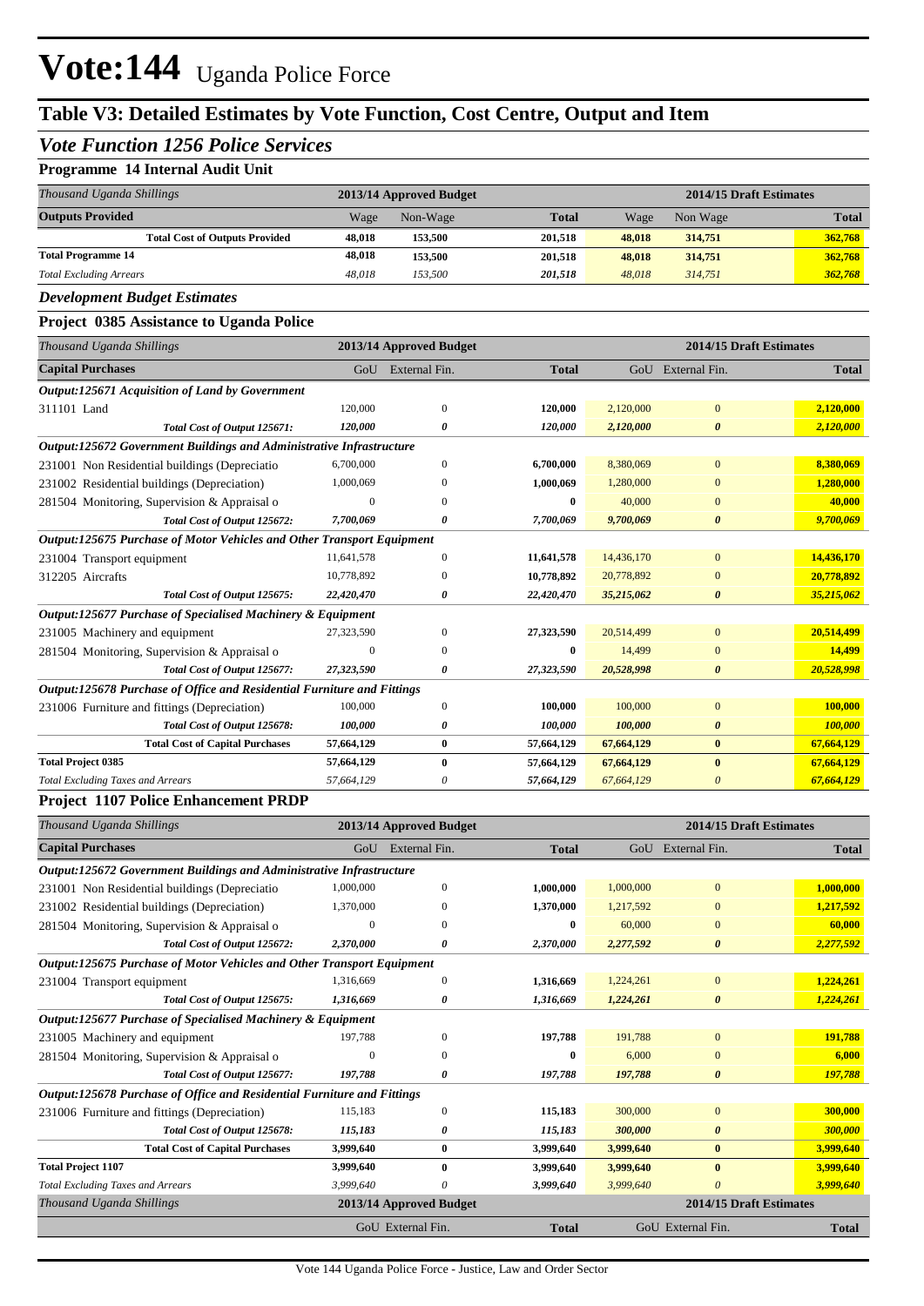# Vote:144 Uganda Police Force

## Table V3: Detailed Estimates by Vote Function, Cost Centre, Output and Item

### *Vote Function 1256 Police Services*

#### Programme 14 Internal Audit Unit

| *Thousand Uganda Shillings* | 2013/14 Approved Budget | | | 2014/15 Draft Estimates | | |
|---|---|---|---|---|---|---|
| **Outputs Provided** | Wage | Non-Wage | **Total** | Wage | Non Wage | **Total** |
| **Total Cost of Outputs Provided** | **48,018** | **153,500** | **201,518** | **48,018** | **314,751** | **362,768** |
| **Total Programme 14** | **48,018** | **153,500** | **201,518** | **48,018** | **314,751** | **362,768** |
| *Total Excluding Arrears* | *48,018* | *153,500* | ***201,518*** | *48,018* | *314,751* | ***362,768*** |

### *Development Budget Estimates*

#### Project 0385 Assistance to Uganda Police

| *Thousand Uganda Shillings* | 2013/14 Approved Budget | | | 2014/15 Draft Estimates | | |
|---|---|---|---|---|---|---|
| **Capital Purchases** | GoU | External Fin. | **Total** | GoU | External Fin. | **Total** |
| ***Output:125671 Acquisition of Land by Government*** | | | | | | |
| 311101 Land | 120,000 | 0 | **120,000** | 2,120,000 | 0 | **2,120,000** |
| *Total Cost of Output 125671:* | *120,000* | *0* | *120,000* | *2,120,000* | *0* | *2,120,000* |
| ***Output:125672 Government Buildings and Administrative Infrastructure*** | | | | | | |
| 231001 Non Residential buildings (Depreciatio | 6,700,000 | 0 | **6,700,000** | 8,380,069 | 0 | **8,380,069** |
| 231002 Residential buildings (Depreciation) | 1,000,069 | 0 | **1,000,069** | 1,280,000 | 0 | **1,280,000** |
| 281504 Monitoring, Supervision & Appraisal o | 0 | 0 | **0** | 40,000 | 0 | **40,000** |
| *Total Cost of Output 125672:* | *7,700,069* | *0* | *7,700,069* | *9,700,069* | *0* | *9,700,069* |
| ***Output:125675 Purchase of Motor Vehicles and Other Transport Equipment*** | | | | | | |
| 231004 Transport equipment | 11,641,578 | 0 | **11,641,578** | 14,436,170 | 0 | **14,436,170** |
| 312205 Aircrafts | 10,778,892 | 0 | **10,778,892** | 20,778,892 | 0 | **20,778,892** |
| *Total Cost of Output 125675:* | *22,420,470* | *0* | *22,420,470* | *35,215,062* | *0* | *35,215,062* |
| ***Output:125677 Purchase of Specialised Machinery & Equipment*** | | | | | | |
| 231005 Machinery and equipment | 27,323,590 | 0 | **27,323,590** | 20,514,499 | 0 | **20,514,499** |
| 281504 Monitoring, Supervision & Appraisal o | 0 | 0 | **0** | 14,499 | 0 | **14,499** |
| *Total Cost of Output 125677:* | *27,323,590* | *0* | *27,323,590* | *20,528,998* | *0* | *20,528,998* |
| ***Output:125678 Purchase of Office and Residential Furniture and Fittings*** | | | | | | |
| 231006 Furniture and fittings (Depreciation) | 100,000 | 0 | **100,000** | 100,000 | 0 | **100,000** |
| *Total Cost of Output 125678:* | *100,000* | *0* | *100,000* | *100,000* | *0* | *100,000* |
| **Total Cost of Capital Purchases** | **57,664,129** | **0** | **57,664,129** | **67,664,129** | **0** | **67,664,129** |
| **Total Project 0385** | **57,664,129** | **0** | **57,664,129** | **67,664,129** | **0** | **67,664,129** |
| *Total Excluding Taxes and Arrears* | *57,664,129* | *0* | ***57,664,129*** | *67,664,129* | *0* | ***67,664,129*** |

#### Project 1107 Police Enhancement PRDP

| *Thousand Uganda Shillings* | 2013/14 Approved Budget | | | 2014/15 Draft Estimates | | |
|---|---|---|---|---|---|---|
| **Capital Purchases** | GoU | External Fin. | **Total** | GoU | External Fin. | **Total** |
| ***Output:125672 Government Buildings and Administrative Infrastructure*** | | | | | | |
| 231001 Non Residential buildings (Depreciatio | 1,000,000 | 0 | **1,000,000** | 1,000,000 | 0 | **1,000,000** |
| 231002 Residential buildings (Depreciation) | 1,370,000 | 0 | **1,370,000** | 1,217,592 | 0 | **1,217,592** |
| 281504 Monitoring, Supervision & Appraisal o | 0 | 0 | **0** | 60,000 | 0 | **60,000** |
| *Total Cost of Output 125672:* | *2,370,000* | *0* | *2,370,000* | *2,277,592* | *0* | *2,277,592* |
| ***Output:125675 Purchase of Motor Vehicles and Other Transport Equipment*** | | | | | | |
| 231004 Transport equipment | 1,316,669 | 0 | **1,316,669** | 1,224,261 | 0 | **1,224,261** |
| *Total Cost of Output 125675:* | *1,316,669* | *0* | *1,316,669* | *1,224,261* | *0* | *1,224,261* |
| ***Output:125677 Purchase of Specialised Machinery & Equipment*** | | | | | | |
| 231005 Machinery and equipment | 197,788 | 0 | **197,788** | 191,788 | 0 | **191,788** |
| 281504 Monitoring, Supervision & Appraisal o | 0 | 0 | **0** | 6,000 | 0 | **6,000** |
| *Total Cost of Output 125677:* | *197,788* | *0* | *197,788* | *197,788* | *0* | *197,788* |
| ***Output:125678 Purchase of Office and Residential Furniture and Fittings*** | | | | | | |
| 231006 Furniture and fittings (Depreciation) | 115,183 | 0 | **115,183** | 300,000 | 0 | **300,000** |
| *Total Cost of Output 125678:* | *115,183* | *0* | *115,183* | *300,000* | *0* | *300,000* |
| **Total Cost of Capital Purchases** | **3,999,640** | **0** | **3,999,640** | **3,999,640** | **0** | **3,999,640** |
| **Total Project 1107** | **3,999,640** | **0** | **3,999,640** | **3,999,640** | **0** | **3,999,640** |
| *Total Excluding Taxes and Arrears* | *3,999,640* | *0* | ***3,999,640*** | *3,999,640* | *0* | ***3,999,640*** |

| *Thousand Uganda Shillings* | 2013/14 Approved Budget | | | 2014/15 Draft Estimates | | |
|---|---|---|---|---|---|---|
| | GoU | External Fin. | **Total** | GoU | External Fin. | **Total** |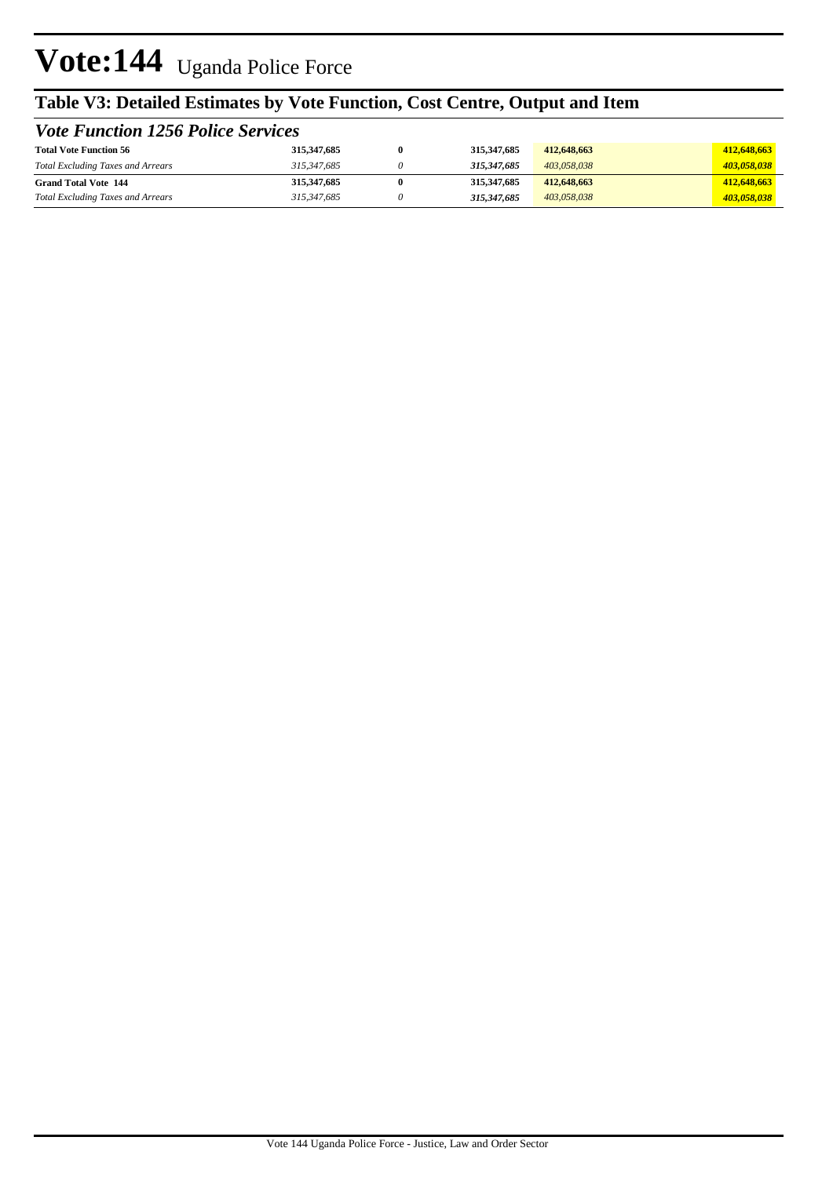# Vote:144 Uganda Police Force

## Table V3: Detailed Estimates by Vote Function, Cost Centre, Output and Item

### *Vote Function 1256 Police Services*

| | | | | | |
|---|---|---|---|---|---|
| **Total Vote Function 56** | **315,347,685** | **0** | **315,347,685** | **412,648,663** | **412,648,663** |
| *Total Excluding Taxes and Arrears* | *315,347,685* | *0* | ***315,347,685*** | *403,058,038* | ***403,058,038*** |
| **Grand Total Vote 144** | **315,347,685** | **0** | **315,347,685** | **412,648,663** | **412,648,663** |
| *Total Excluding Taxes and Arrears* | *315,347,685* | *0* | ***315,347,685*** | *403,058,038* | ***403,058,038*** |